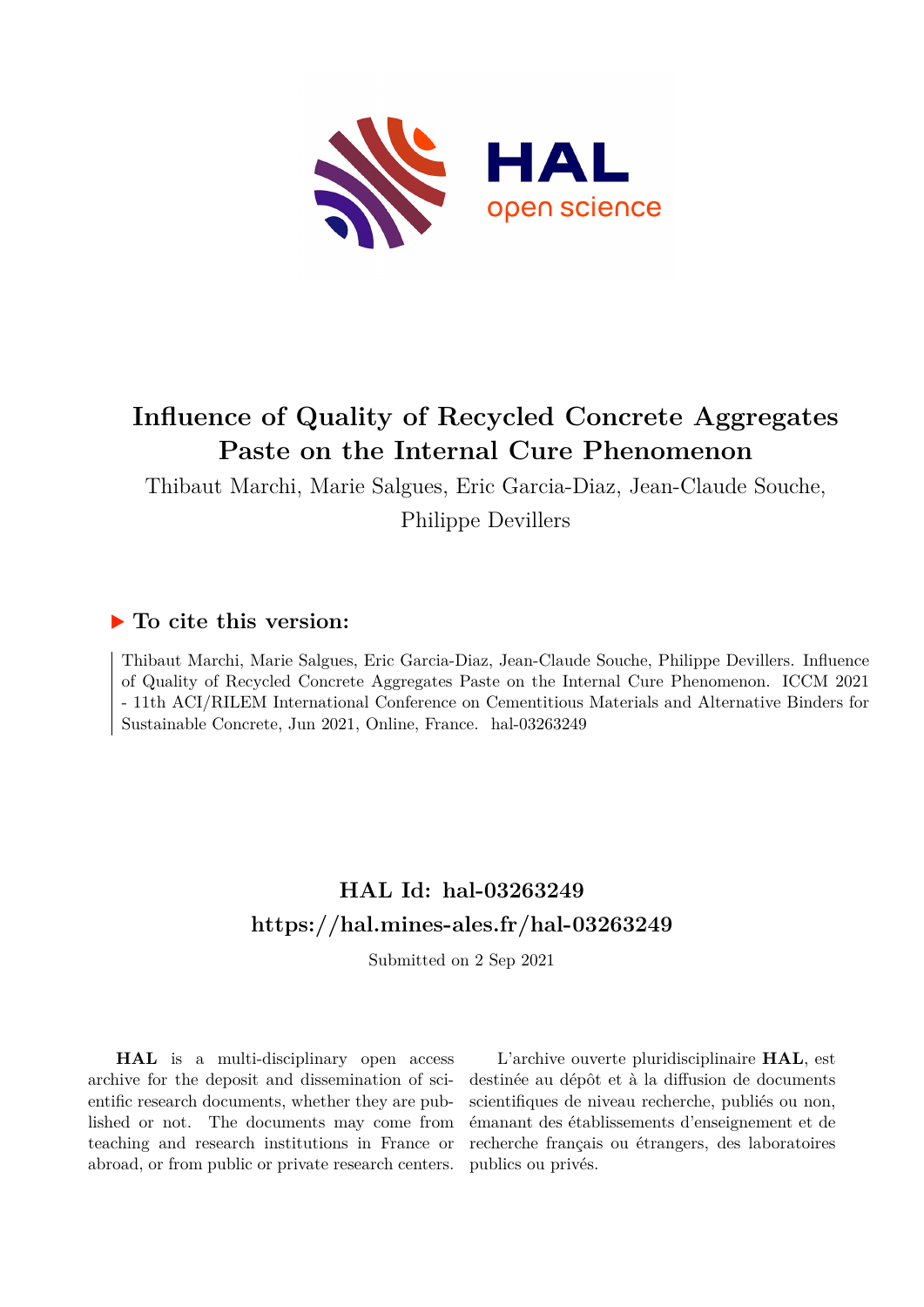# Influence of Quality of Recycled Concrete Aggregates Paste on the Internal Cure Phenomenon

Thibaut Marchi, Marie Salgues, Eric Garcia-Diaz, Jean-Claude Souche, Philippe Devillers

## ▶ To cite this version:

Thibaut Marchi, Marie Salgues, Eric Garcia-Diaz, Jean-Claude Souche, Philippe Devillers. Influence of Quality of Recycled Concrete Aggregates Paste on the Internal Cure Phenomenon. ICCM 2021 - 11th ACI/RILEM International Conference on Cementitious Materials and Alternative Binders for Sustainable Concrete, Jun 2021, Online, France. hal-03263249

## HAL Id: hal-03263249
## https://hal.mines-ales.fr/hal-03263249

Submitted on 2 Sep 2021

**HAL** is a multi-disciplinary open access archive for the deposit and dissemination of scientific research documents, whether they are published or not. The documents may come from teaching and research institutions in France or abroad, or from public or private research centers.

L'archive ouverte pluridisciplinaire **HAL**, est destinée au dépôt et à la diffusion de documents scientifiques de niveau recherche, publiés ou non, émanant des établissements d'enseignement et de recherche français ou étrangers, des laboratoires publics ou privés.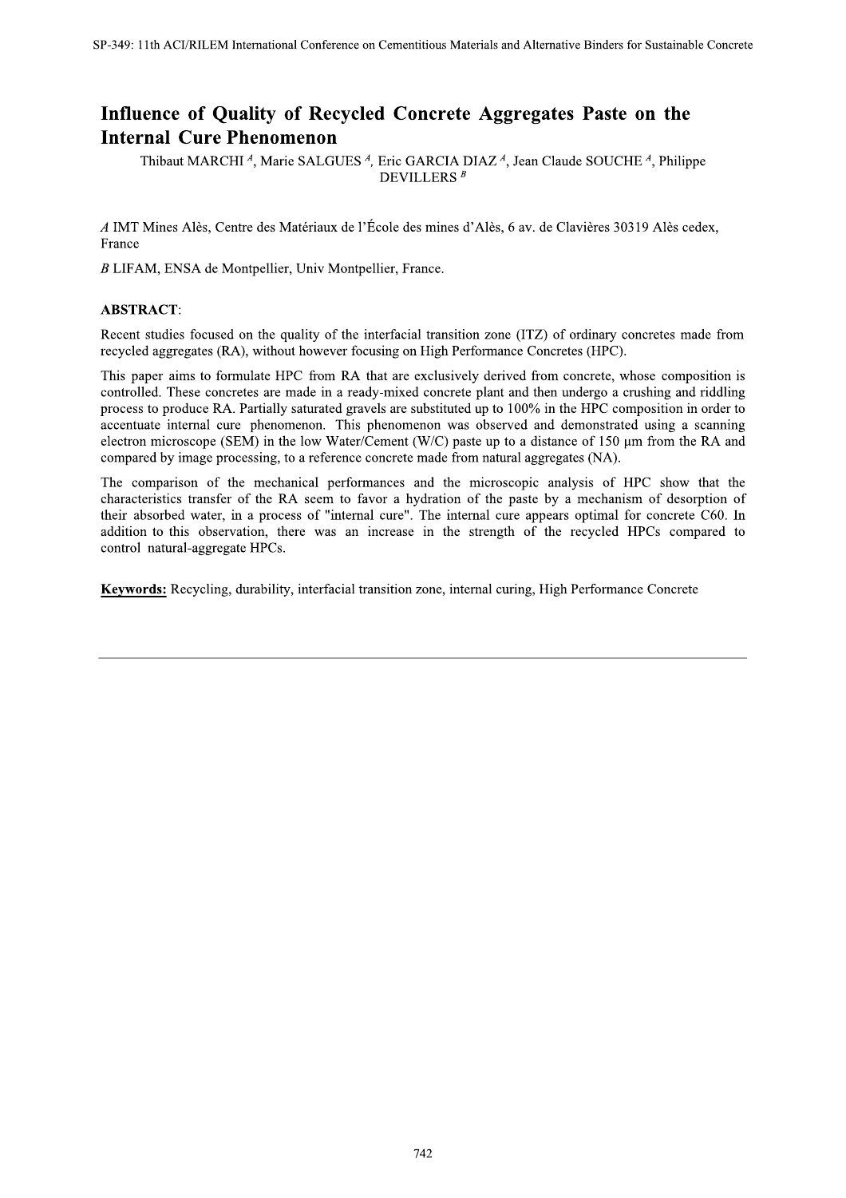# Influence of Quality of Recycled Concrete Aggregates Paste on the Internal Cure Phenomenon

Thibaut MARCHI [A], Marie SALGUES [A], Eric GARCIA DIAZ [A], Jean Claude SOUCHE [A], Philippe DEVILLERS [B]

*A* IMT Mines Alès, Centre des Matériaux de l'École des mines d'Alès, 6 av. de Clavières 30319 Alès cedex, France

*B* LIFAM, ENSA de Montpellier, Univ Montpellier, France.

**ABSTRACT**:

Recent studies focused on the quality of the interfacial transition zone (ITZ) of ordinary concretes made from recycled aggregates (RA), without however focusing on High Performance Concretes (HPC).

This paper aims to formulate HPC from RA that are exclusively derived from concrete, whose composition is controlled. These concretes are made in a ready-mixed concrete plant and then undergo a crushing and riddling process to produce RA. Partially saturated gravels are substituted up to 100% in the HPC composition in order to accentuate internal cure phenomenon. This phenomenon was observed and demonstrated using a scanning electron microscope (SEM) in the low Water/Cement (W/C) paste up to a distance of 150 µm from the RA and compared by image processing, to a reference concrete made from natural aggregates (NA).

The comparison of the mechanical performances and the microscopic analysis of HPC show that the characteristics transfer of the RA seem to favor a hydration of the paste by a mechanism of desorption of their absorbed water, in a process of "internal cure". The internal cure appears optimal for concrete C60. In addition to this observation, there was an increase in the strength of the recycled HPCs compared to control natural-aggregate HPCs.

**Keywords:** Recycling, durability, interfacial transition zone, internal curing, High Performance Concrete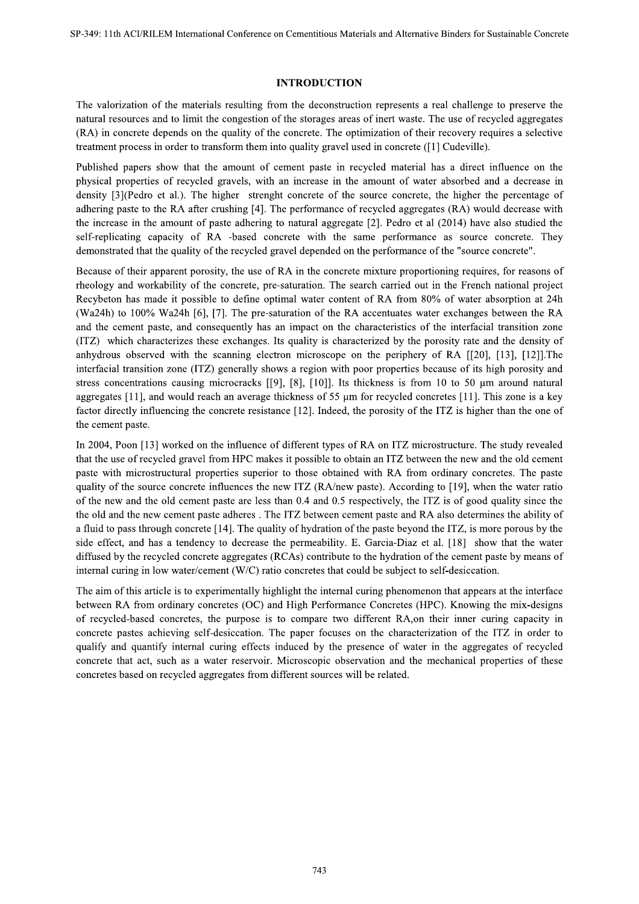## INTRODUCTION

The valorization of the materials resulting from the deconstruction represents a real challenge to preserve the natural resources and to limit the congestion of the storages areas of inert waste. The use of recycled aggregates (RA) in concrete depends on the quality of the concrete. The optimization of their recovery requires a selective treatment process in order to transform them into quality gravel used in concrete ([1] Cudeville).

Published papers show that the amount of cement paste in recycled material has a direct influence on the physical properties of recycled gravels, with an increase in the amount of water absorbed and a decrease in density [3](Pedro et al.). The higher strenght concrete of the source concrete, the higher the percentage of adhering paste to the RA after crushing [4]. The performance of recycled aggregates (RA) would decrease with the increase in the amount of paste adhering to natural aggregate [2]. Pedro et al (2014) have also studied the self-replicating capacity of RA -based concrete with the same performance as source concrete. They demonstrated that the quality of the recycled gravel depended on the performance of the "source concrete".

Because of their apparent porosity, the use of RA in the concrete mixture proportioning requires, for reasons of rheology and workability of the concrete, pre-saturation. The search carried out in the French national project Recybeton has made it possible to define optimal water content of RA from 80% of water absorption at 24h (Wa24h) to 100% Wa24h [6], [7]. The pre-saturation of the RA accentuates water exchanges between the RA and the cement paste, and consequently has an impact on the characteristics of the interfacial transition zone (ITZ) which characterizes these exchanges. Its quality is characterized by the porosity rate and the density of anhydrous observed with the scanning electron microscope on the periphery of RA [[20], [13], [12]].The interfacial transition zone (ITZ) generally shows a region with poor properties because of its high porosity and stress concentrations causing microcracks [[9], [8], [10]]. Its thickness is from 10 to 50 µm around natural aggregates [11], and would reach an average thickness of 55 µm for recycled concretes [11]. This zone is a key factor directly influencing the concrete resistance [12]. Indeed, the porosity of the ITZ is higher than the one of the cement paste.

In 2004, Poon [13] worked on the influence of different types of RA on ITZ microstructure. The study revealed that the use of recycled gravel from HPC makes it possible to obtain an ITZ between the new and the old cement paste with microstructural properties superior to those obtained with RA from ordinary concretes. The paste quality of the source concrete influences the new ITZ (RA/new paste). According to [19], when the water ratio of the new and the old cement paste are less than 0.4 and 0.5 respectively, the ITZ is of good quality since the the old and the new cement paste adheres . The ITZ between cement paste and RA also determines the ability of a fluid to pass through concrete [14]. The quality of hydration of the paste beyond the ITZ, is more porous by the side effect, and has a tendency to decrease the permeability. E. Garcia-Diaz et al. [18] show that the water diffused by the recycled concrete aggregates (RCAs) contribute to the hydration of the cement paste by means of internal curing in low water/cement (W/C) ratio concretes that could be subject to self-desiccation.

The aim of this article is to experimentally highlight the internal curing phenomenon that appears at the interface between RA from ordinary concretes (OC) and High Performance Concretes (HPC). Knowing the mix-designs of recycled-based concretes, the purpose is to compare two different RA,on their inner curing capacity in concrete pastes achieving self-desiccation. The paper focuses on the characterization of the ITZ in order to qualify and quantify internal curing effects induced by the presence of water in the aggregates of recycled concrete that act, such as a water reservoir. Microscopic observation and the mechanical properties of these concretes based on recycled aggregates from different sources will be related.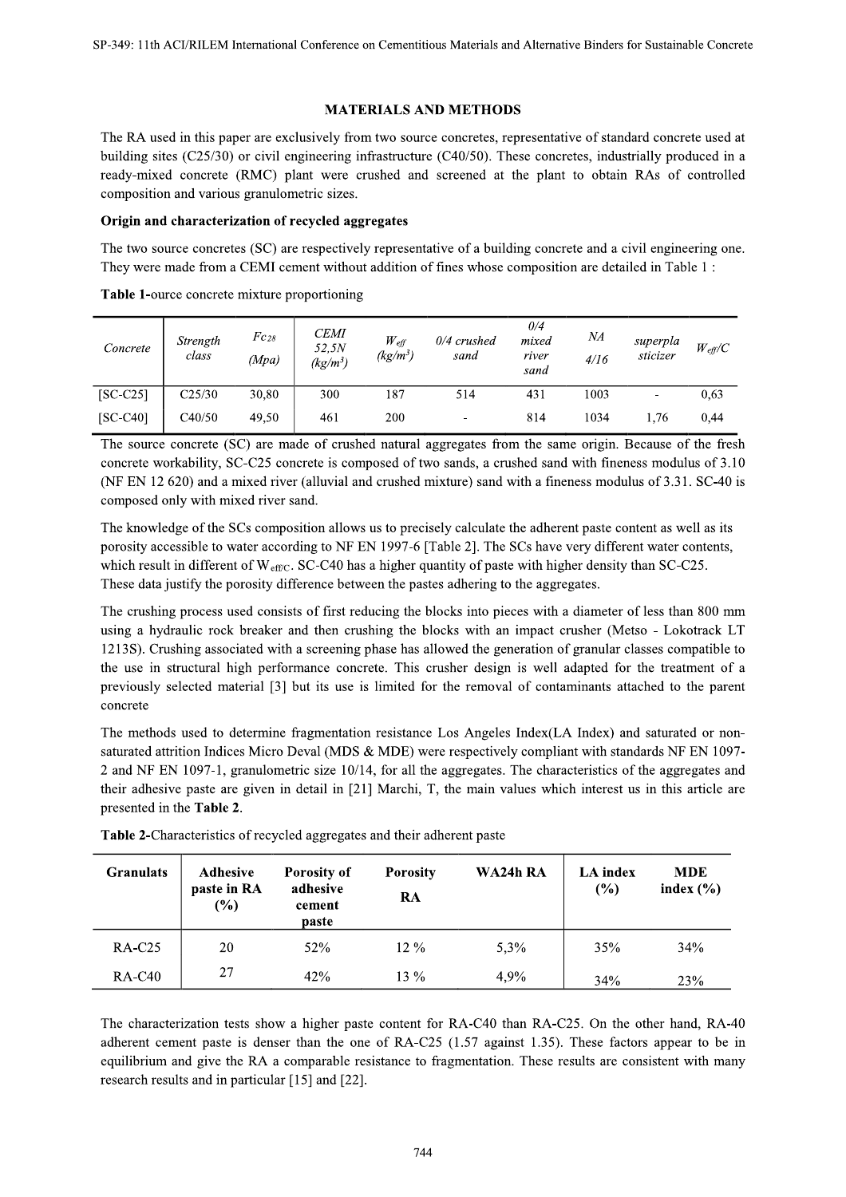## MATERIALS AND METHODS

The RA used in this paper are exclusively from two source concretes, representative of standard concrete used at building sites (C25/30) or civil engineering infrastructure (C40/50). These concretes, industrially produced in a ready-mixed concrete (RMC) plant were crushed and screened at the plant to obtain RAs of controlled composition and various granulometric sizes.

### Origin and characterization of recycled aggregates

The two source concretes (SC) are respectively representative of a building concrete and a civil engineering one. They were made from a CEMI cement without addition of fines whose composition are detailed in Table 1 :

**Table 1-**ource concrete mixture proportioning

| *Concrete* | *Strength class* | $Fc_{28}$ *(Mpa)* | *CEMI 52,5N (kg/m³)* | $W_{eff}$ *(kg/m³)* | *0/4 crushed sand* | *0/4 mixed river sand* | *NA 4/16* | *superplasticizer* | $W_{eff}/C$ |
|---|---|---|---|---|---|---|---|---|---|
| [SC-C25] | C25/30 | 30,80 | 300 | 187 | 514 | 431 | 1003 | - | 0,63 |
| [SC-C40] | C40/50 | 49,50 | 461 | 200 | - | 814 | 1034 | 1,76 | 0,44 |

The source concrete (SC) are made of crushed natural aggregates from the same origin. Because of the fresh concrete workability, SC-C25 concrete is composed of two sands, a crushed sand with fineness modulus of 3.10 (NF EN 12 620) and a mixed river (alluvial and crushed mixture) sand with a fineness modulus of 3.31. SC-40 is composed only with mixed river sand.

The knowledge of the SCs composition allows us to precisely calculate the adherent paste content as well as its porosity accessible to water according to NF EN 1997-6 [Table 2]. The SCs have very different water contents, which result in different of $W_{eff/C}$. SC-C40 has a higher quantity of paste with higher density than SC-C25. These data justify the porosity difference between the pastes adhering to the aggregates.

The crushing process used consists of first reducing the blocks into pieces with a diameter of less than 800 mm using a hydraulic rock breaker and then crushing the blocks with an impact crusher (Metso - Lokotrack LT 1213S). Crushing associated with a screening phase has allowed the generation of granular classes compatible to the use in structural high performance concrete. This crusher design is well adapted for the treatment of a previously selected material [3] but its use is limited for the removal of contaminants attached to the parent concrete

The methods used to determine fragmentation resistance Los Angeles Index(LA Index) and saturated or non-saturated attrition Indices Micro Deval (MDS & MDE) were respectively compliant with standards NF EN 1097-2 and NF EN 1097-1, granulometric size 10/14, for all the aggregates. The characteristics of the aggregates and their adhesive paste are given in detail in [21] Marchi, T, the main values which interest us in this article are presented in the **Table 2**.

**Table 2-**Characteristics of recycled aggregates and their adherent paste

| Granulats | Adhesive paste in RA (%) | Porosity of adhesive cement paste | Porosity RA | WA24h RA | LA index (%) | MDE index (%) |
|---|---|---|---|---|---|---|
| RA-C25 | 20 | 52% | 12 % | 5,3% | 35% | 34% |
| RA-C40 | 27 | 42% | 13 % | 4,9% | 34% | 23% |

The characterization tests show a higher paste content for RA-C40 than RA-C25. On the other hand, RA-40 adherent cement paste is denser than the one of RA-C25 (1.57 against 1.35). These factors appear to be in equilibrium and give the RA a comparable resistance to fragmentation. These results are consistent with many research results and in particular [15] and [22].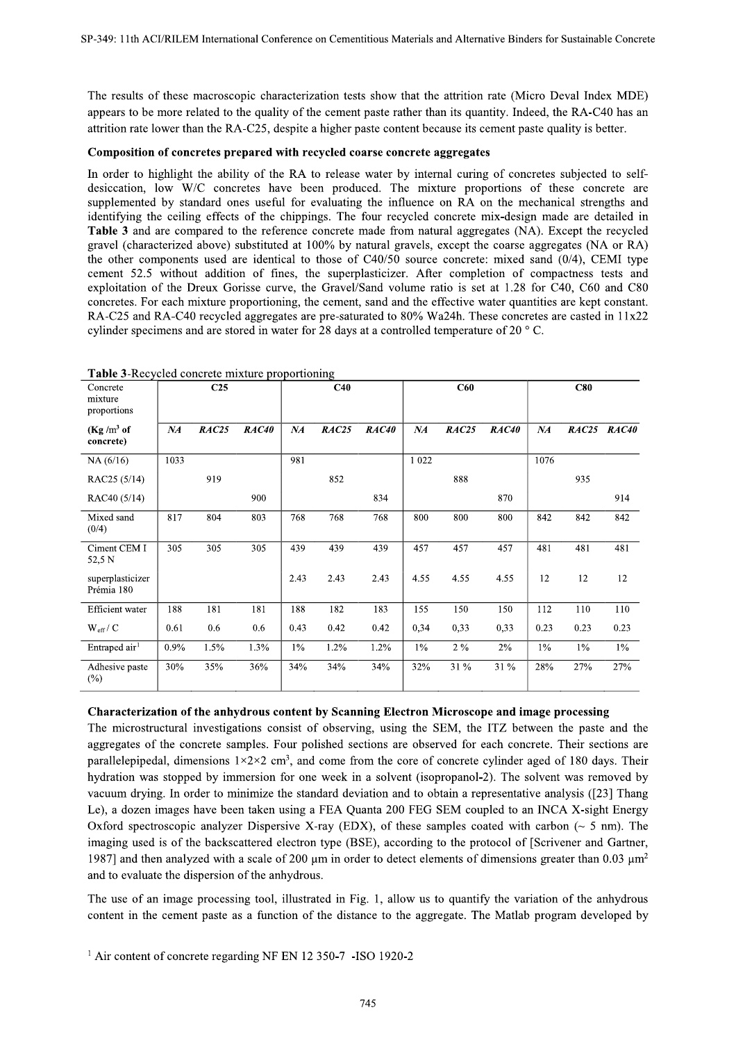The results of these macroscopic characterization tests show that the attrition rate (Micro Deval Index MDE) appears to be more related to the quality of the cement paste rather than its quantity. Indeed, the RA-C40 has an attrition rate lower than the RA-C25, despite a higher paste content because its cement paste quality is better.

**Composition of concretes prepared with recycled coarse concrete aggregates**

In order to highlight the ability of the RA to release water by internal curing of concretes subjected to self-desiccation, low W/C concretes have been produced. The mixture proportions of these concrete are supplemented by standard ones useful for evaluating the influence on RA on the mechanical strengths and identifying the ceiling effects of the chippings. The four recycled concrete mix-design made are detailed in **Table 3** and are compared to the reference concrete made from natural aggregates (NA). Except the recycled gravel (characterized above) substituted at 100% by natural gravels, except the coarse aggregates (NA or RA) the other components used are identical to those of C40/50 source concrete: mixed sand (0/4), CEMI type cement 52.5 without addition of fines, the superplasticizer. After completion of compactness tests and exploitation of the Dreux Gorisse curve, the Gravel/Sand volume ratio is set at 1.28 for C40, C60 and C80 concretes. For each mixture proportioning, the cement, sand and the effective water quantities are kept constant. RA-C25 and RA-C40 recycled aggregates are pre-saturated to 80% Wa24h. These concretes are casted in 11x22 cylinder specimens and are stored in water for 28 days at a controlled temperature of 20 ° C.

**Table 3**-Recycled concrete mixture proportioning

| Concrete mixture proportions | C25 | | | C40 | | | C60 | | | C80 | | |
|---|---|---|---|---|---|---|---|---|---|---|---|---|
| (Kg /m³ of concrete) | *NA* | *RAC25* | *RAC40* | *NA* | *RAC25* | *RAC40* | *NA* | *RAC25* | *RAC40* | *NA* | *RAC25* | *RAC40* |
| NA (6/16) | 1033 | | | 981 | | | 1 022 | | | 1076 | | |
| RAC25 (5/14) | | 919 | | | 852 | | | 888 | | | 935 | |
| RAC40 (5/14) | | | 900 | | | 834 | | | 870 | | | 914 |
| Mixed sand (0/4) | 817 | 804 | 803 | 768 | 768 | 768 | 800 | 800 | 800 | 842 | 842 | 842 |
| Ciment CEM I 52,5 N | 305 | 305 | 305 | 439 | 439 | 439 | 457 | 457 | 457 | 481 | 481 | 481 |
| superplasticizer Prémia 180 | | | | 2.43 | 2.43 | 2.43 | 4.55 | 4.55 | 4.55 | 12 | 12 | 12 |
| Efficient water | 188 | 181 | 181 | 188 | 182 | 183 | 155 | 150 | 150 | 112 | 110 | 110 |
| $W_{eff}$ / C | 0.61 | 0.6 | 0.6 | 0.43 | 0.42 | 0.42 | 0,34 | 0,33 | 0,33 | 0.23 | 0.23 | 0.23 |
| Entraped air[1] | 0.9% | 1.5% | 1.3% | 1% | 1.2% | 1.2% | 1% | 2 % | 2% | 1% | 1% | 1% |
| Adhesive paste (%) | 30% | 35% | 36% | 34% | 34% | 34% | 32% | 31 % | 31 % | 28% | 27% | 27% |

**Characterization of the anhydrous content by Scanning Electron Microscope and image processing**

The microstructural investigations consist of observing, using the SEM, the ITZ between the paste and the aggregates of the concrete samples. Four polished sections are observed for each concrete. Their sections are parallelepipedal, dimensions 1×2×2 cm³, and come from the core of concrete cylinder aged of 180 days. Their hydration was stopped by immersion for one week in a solvent (isopropanol-2). The solvent was removed by vacuum drying. In order to minimize the standard deviation and to obtain a representative analysis ([23] Thang Le), a dozen images have been taken using a FEA Quanta 200 FEG SEM coupled to an INCA X-sight Energy Oxford spectroscopic analyzer Dispersive X-ray (EDX), of these samples coated with carbon (~ 5 nm). The imaging used is of the backscattered electron type (BSE), according to the protocol of [Scrivener and Gartner, 1987] and then analyzed with a scale of 200 µm in order to detect elements of dimensions greater than 0.03 µm² and to evaluate the dispersion of the anhydrous.

The use of an image processing tool, illustrated in Fig. 1, allow us to quantify the variation of the anhydrous content in the cement paste as a function of the distance to the aggregate. The Matlab program developed by

[1] Air content of concrete regarding NF EN 12 350-7 -ISO 1920-2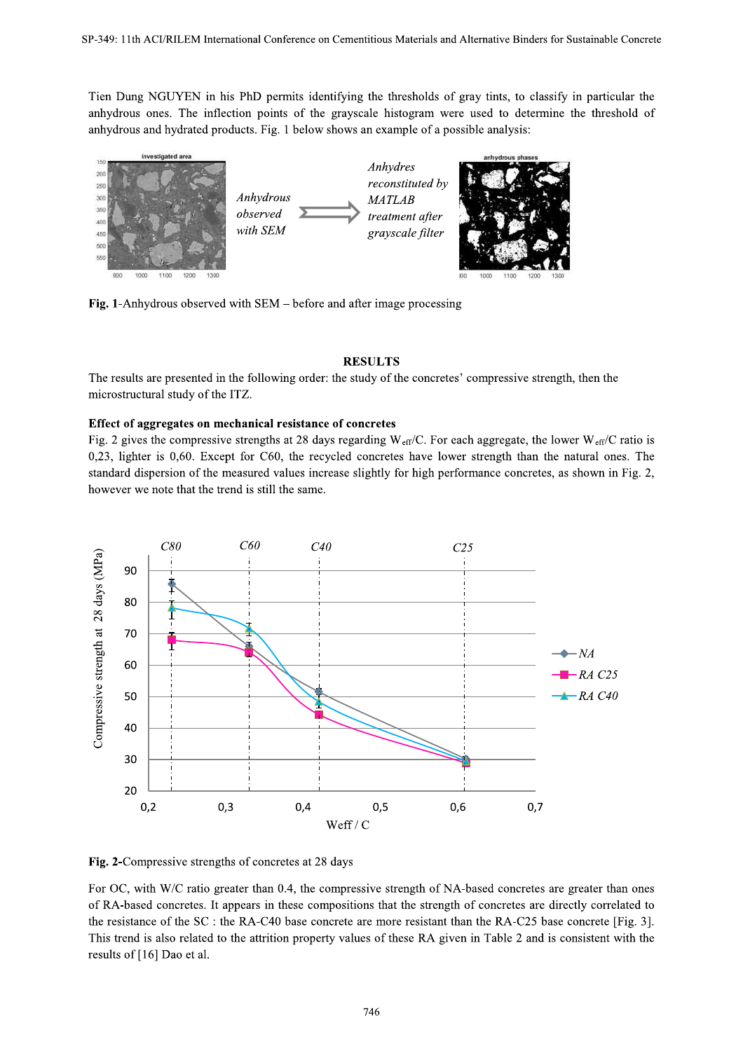Tien Dung NGUYEN in his PhD permits identifying the thresholds of gray tints, to classify in particular the anhydrous ones. The inflection points of the grayscale histogram were used to determine the threshold of anhydrous and hydrated products. Fig. 1 below shows an example of a possible analysis:

*Anhydrous observed with SEM* ⟹ *Anhydres reconstituted by MATLAB treatment after grayscale filter*

**Fig. 1**-Anhydrous observed with SEM – before and after image processing

## RESULTS

The results are presented in the following order: the study of the concretes' compressive strength, then the microstructural study of the ITZ.

### Effect of aggregates on mechanical resistance of concretes

Fig. 2 gives the compressive strengths at 28 days regarding $W_{eff}/C$. For each aggregate, the lower $W_{eff}/C$ ratio is 0,23, lighter is 0,60. Except for C60, the recycled concretes have lower strength than the natural ones. The standard dispersion of the measured values increase slightly for high performance concretes, as shown in Fig. 2, however we note that the trend is still the same.

**Fig. 2-**Compressive strengths of concretes at 28 days

For OC, with W/C ratio greater than 0.4, the compressive strength of NA-based concretes are greater than ones of RA-based concretes. It appears in these compositions that the strength of concretes are directly correlated to the resistance of the SC : the RA-C40 base concrete are more resistant than the RA-C25 base concrete [Fig. 3]. This trend is also related to the attrition property values of these RA given in Table 2 and is consistent with the results of [16] Dao et al.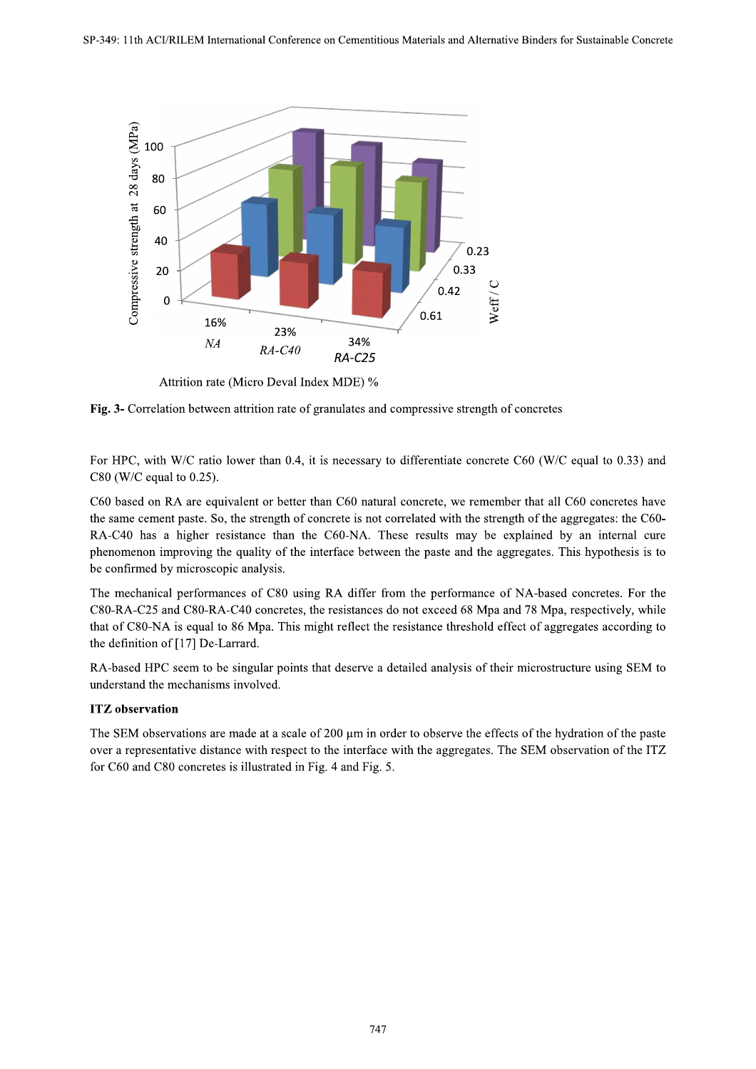Fig. 3- Correlation between attrition rate of granulates and compressive strength of concretes

For HPC, with W/C ratio lower than 0.4, it is necessary to differentiate concrete C60 (W/C equal to 0.33) and C80 (W/C equal to 0.25).

C60 based on RA are equivalent or better than C60 natural concrete, we remember that all C60 concretes have the same cement paste. So, the strength of concrete is not correlated with the strength of the aggregates: the C60-RA-C40 has a higher resistance than the C60-NA. These results may be explained by an internal cure phenomenon improving the quality of the interface between the paste and the aggregates. This hypothesis is to be confirmed by microscopic analysis.

The mechanical performances of C80 using RA differ from the performance of NA-based concretes. For the C80-RA-C25 and C80-RA-C40 concretes, the resistances do not exceed 68 Mpa and 78 Mpa, respectively, while that of C80-NA is equal to 86 Mpa. This might reflect the resistance threshold effect of aggregates according to the definition of [17] De-Larrard.

RA-based HPC seem to be singular points that deserve a detailed analysis of their microstructure using SEM to understand the mechanisms involved.

**ITZ observation**

The SEM observations are made at a scale of 200 µm in order to observe the effects of the hydration of the paste over a representative distance with respect to the interface with the aggregates. The SEM observation of the ITZ for C60 and C80 concretes is illustrated in Fig. 4 and Fig. 5.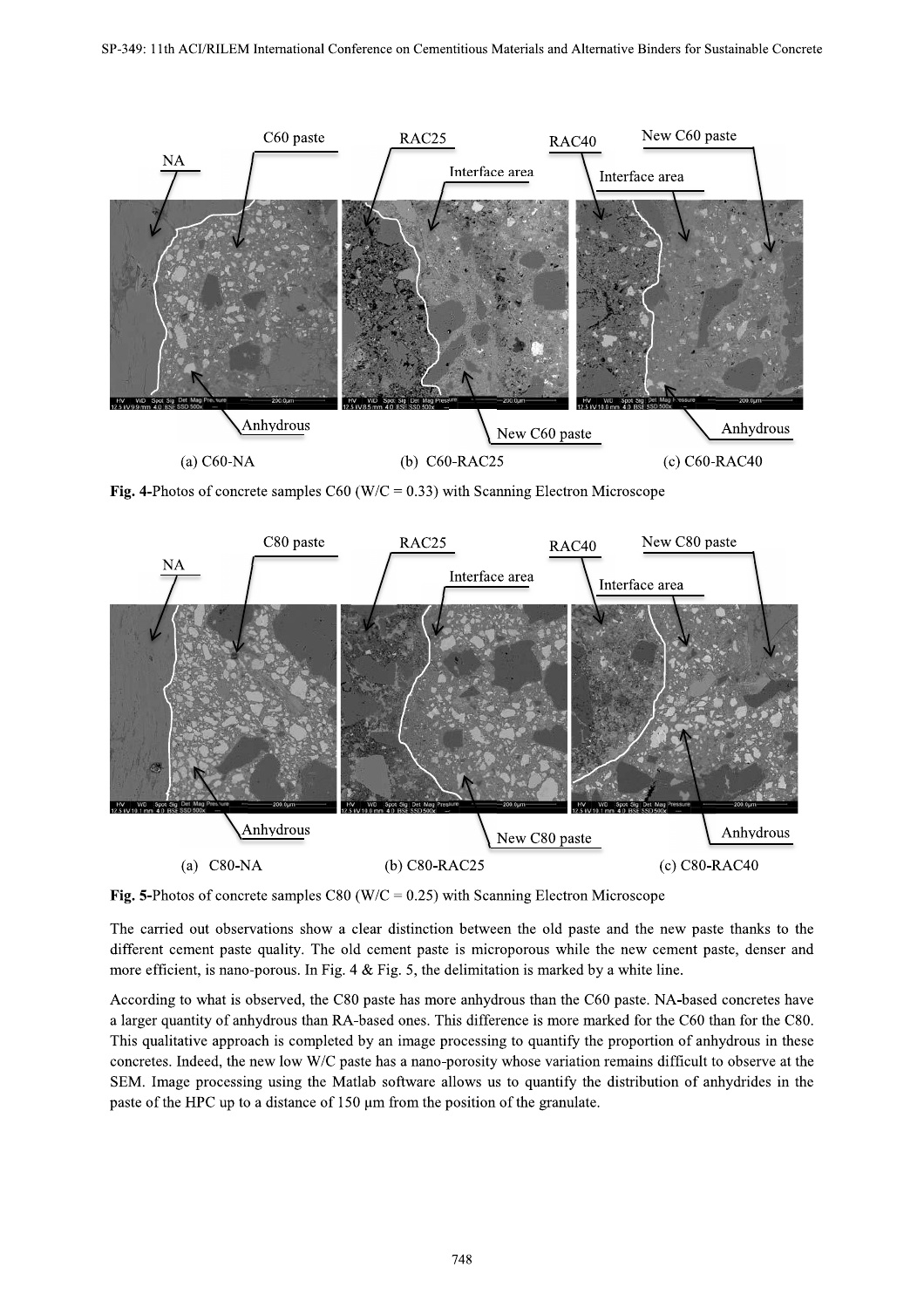(a) C60-NA (b) C60-RAC25 (c) C60-RAC40

**Fig. 4-**Photos of concrete samples C60 (W/C = 0.33) with Scanning Electron Microscope

(a) C80-NA (b) C80-RAC25 (c) C80-RAC40

**Fig. 5-**Photos of concrete samples C80 (W/C = 0.25) with Scanning Electron Microscope

The carried out observations show a clear distinction between the old paste and the new paste thanks to the different cement paste quality. The old cement paste is microporous while the new cement paste, denser and more efficient, is nano-porous. In Fig. 4 & Fig. 5, the delimitation is marked by a white line.

According to what is observed, the C80 paste has more anhydrous than the C60 paste. NA-based concretes have a larger quantity of anhydrous than RA-based ones. This difference is more marked for the C60 than for the C80. This qualitative approach is completed by an image processing to quantify the proportion of anhydrous in these concretes. Indeed, the new low W/C paste has a nano-porosity whose variation remains difficult to observe at the SEM. Image processing using the Matlab software allows us to quantify the distribution of anhydrides in the paste of the HPC up to a distance of 150 µm from the position of the granulate.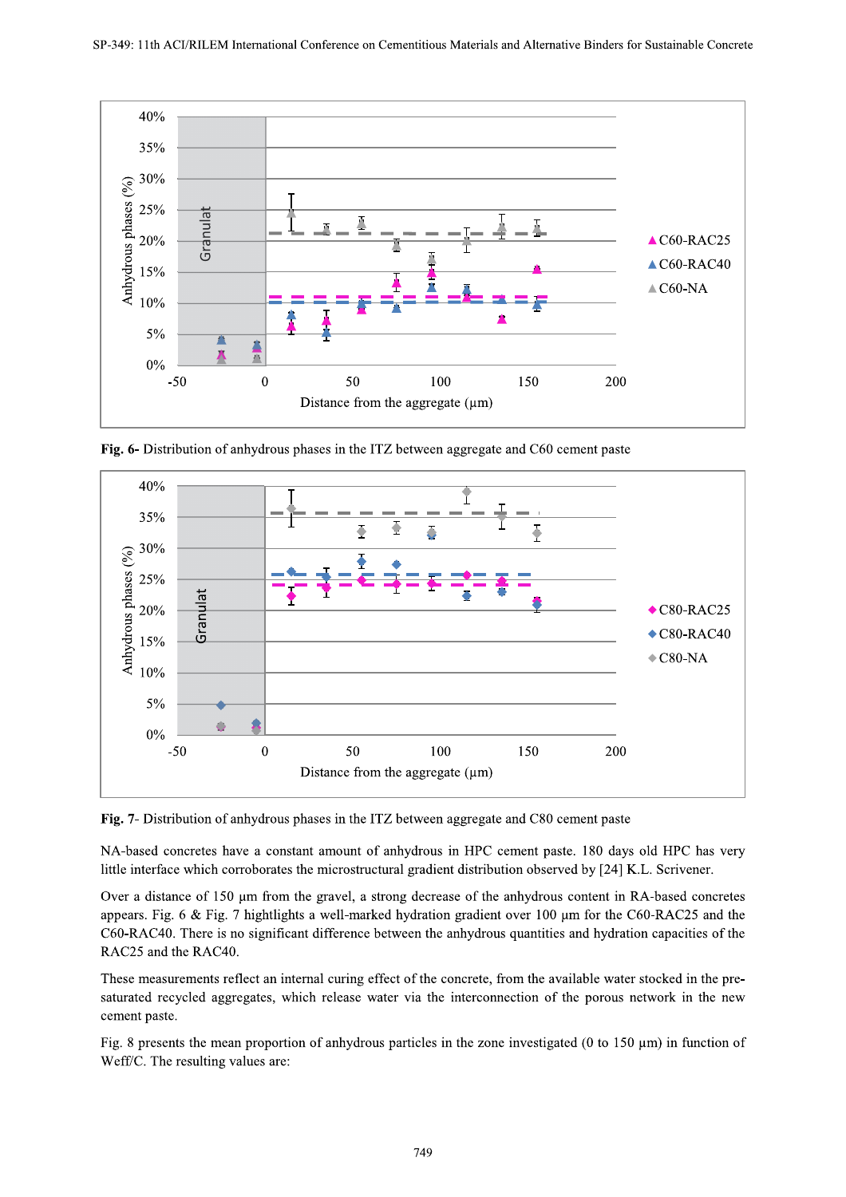**Fig. 6-** Distribution of anhydrous phases in the ITZ between aggregate and C60 cement paste

**Fig. 7**- Distribution of anhydrous phases in the ITZ between aggregate and C80 cement paste

NA-based concretes have a constant amount of anhydrous in HPC cement paste. 180 days old HPC has very little interface which corroborates the microstructural gradient distribution observed by [24] K.L. Scrivener.

Over a distance of 150 µm from the gravel, a strong decrease of the anhydrous content in RA-based concretes appears. Fig. 6 & Fig. 7 hightlights a well-marked hydration gradient over 100 µm for the C60-RAC25 and the C60-RAC40. There is no significant difference between the anhydrous quantities and hydration capacities of the RAC25 and the RAC40.

These measurements reflect an internal curing effect of the concrete, from the available water stocked in the pre-saturated recycled aggregates, which release water via the interconnection of the porous network in the new cement paste.

Fig. 8 presents the mean proportion of anhydrous particles in the zone investigated (0 to 150 µm) in function of Weff/C. The resulting values are: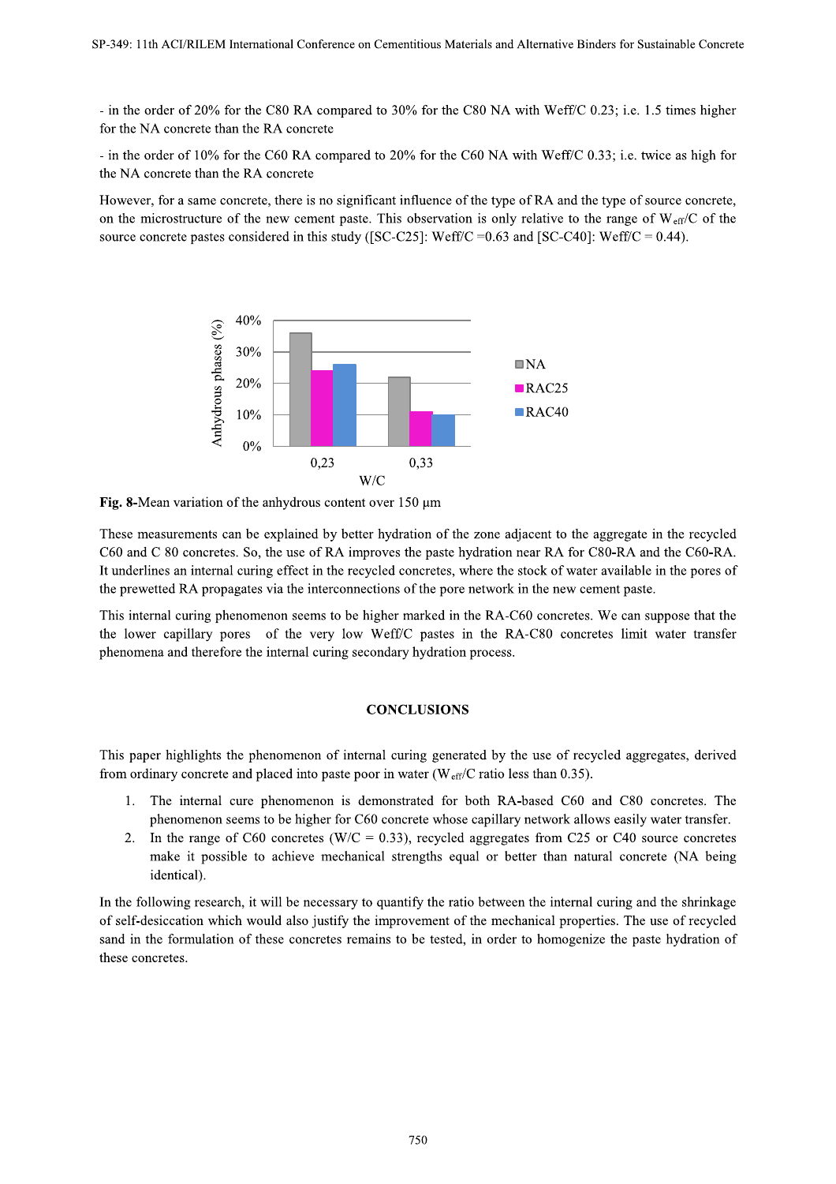- in the order of 20% for the C80 RA compared to 30% for the C80 NA with Weff/C 0.23; i.e. 1.5 times higher for the NA concrete than the RA concrete

- in the order of 10% for the C60 RA compared to 20% for the C60 NA with Weff/C 0.33; i.e. twice as high for the NA concrete than the RA concrete

However, for a same concrete, there is no significant influence of the type of RA and the type of source concrete, on the microstructure of the new cement paste. This observation is only relative to the range of $W_{eff}/C$ of the source concrete pastes considered in this study ([SC-C25]: Weff/C =0.63 and [SC-C40]: Weff/C = 0.44).

**Fig. 8-**Mean variation of the anhydrous content over 150 µm

These measurements can be explained by better hydration of the zone adjacent to the aggregate in the recycled C60 and C 80 concretes. So, the use of RA improves the paste hydration near RA for C80-RA and the C60-RA. It underlines an internal curing effect in the recycled concretes, where the stock of water available in the pores of the prewetted RA propagates via the interconnections of the pore network in the new cement paste.

This internal curing phenomenon seems to be higher marked in the RA-C60 concretes. We can suppose that the the lower capillary pores of the very low Weff/C pastes in the RA-C80 concretes limit water transfer phenomena and therefore the internal curing secondary hydration process.

## CONCLUSIONS

This paper highlights the phenomenon of internal curing generated by the use of recycled aggregates, derived from ordinary concrete and placed into paste poor in water ($W_{eff}/C$ ratio less than 0.35).

1. The internal cure phenomenon is demonstrated for both RA-based C60 and C80 concretes. The phenomenon seems to be higher for C60 concrete whose capillary network allows easily water transfer.
2. In the range of C60 concretes (W/C = 0.33), recycled aggregates from C25 or C40 source concretes make it possible to achieve mechanical strengths equal or better than natural concrete (NA being identical).

In the following research, it will be necessary to quantify the ratio between the internal curing and the shrinkage of self-desiccation which would also justify the improvement of the mechanical properties. The use of recycled sand in the formulation of these concretes remains to be tested, in order to homogenize the paste hydration of these concretes.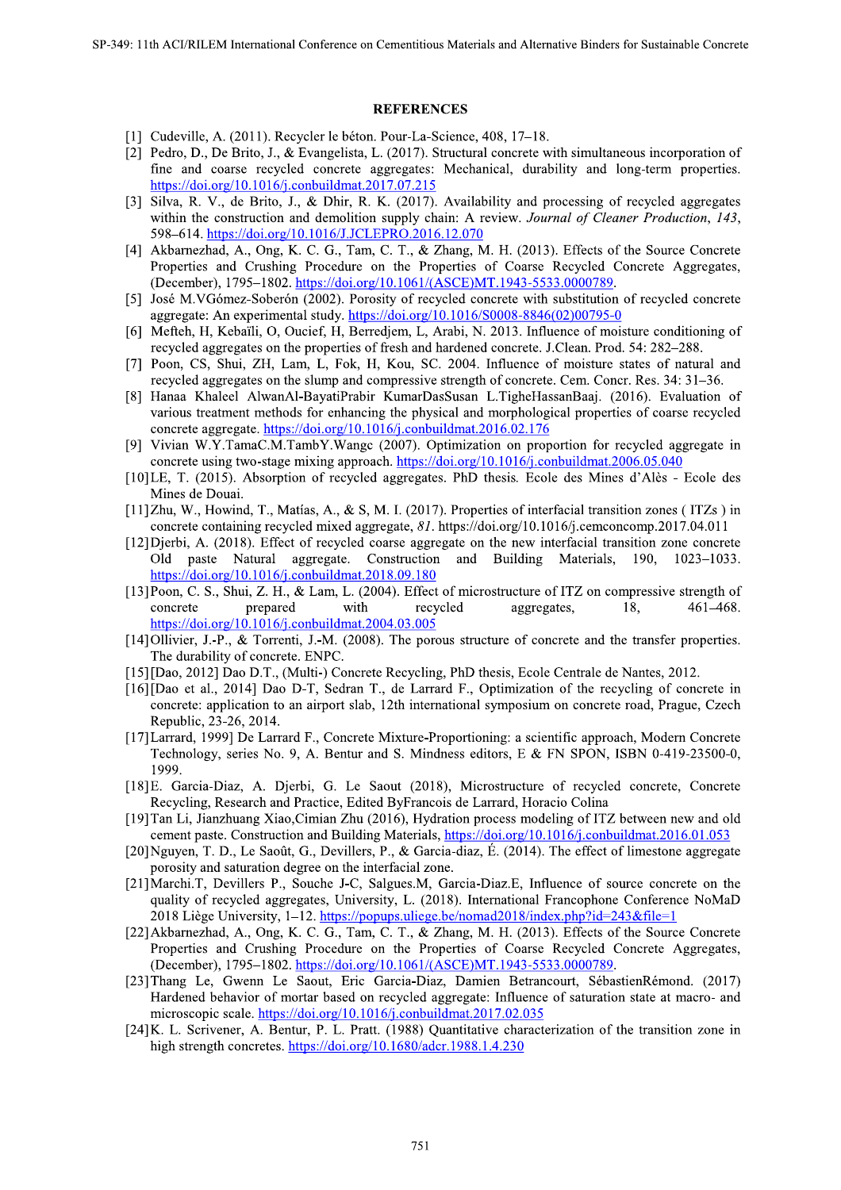## REFERENCES

[1] Cudeville, A. (2011). Recycler le béton. Pour-La-Science, 408, 17–18.

[2] Pedro, D., De Brito, J., & Evangelista, L. (2017). Structural concrete with simultaneous incorporation of fine and coarse recycled concrete aggregates: Mechanical, durability and long-term properties. https://doi.org/10.1016/j.conbuildmat.2017.07.215

[3] Silva, R. V., de Brito, J., & Dhir, R. K. (2017). Availability and processing of recycled aggregates within the construction and demolition supply chain: A review. *Journal of Cleaner Production*, *143*, 598–614. https://doi.org/10.1016/J.JCLEPRO.2016.12.070

[4] Akbarnezhad, A., Ong, K. C. G., Tam, C. T., & Zhang, M. H. (2013). Effects of the Source Concrete Properties and Crushing Procedure on the Properties of Coarse Recycled Concrete Aggregates, (December), 1795–1802. https://doi.org/10.1061/(ASCE)MT.1943-5533.0000789.

[5] José M.VGómez-Soberón (2002). Porosity of recycled concrete with substitution of recycled concrete aggregate: An experimental study. https://doi.org/10.1016/S0008-8846(02)00795-0

[6] Mefteh, H, Kebaïli, O, Oucief, H, Berredjem, L, Arabi, N. 2013. Influence of moisture conditioning of recycled aggregates on the properties of fresh and hardened concrete. J.Clean. Prod. 54: 282–288.

[7] Poon, CS, Shui, ZH, Lam, L, Fok, H, Kou, SC. 2004. Influence of moisture states of natural and recycled aggregates on the slump and compressive strength of concrete. Cem. Concr. Res. 34: 31–36.

[8] Hanaa Khaleel AlwanAl-BayatiPrabir KumarDasSusan L.TigheHassanBaaj. (2016). Evaluation of various treatment methods for enhancing the physical and morphological properties of coarse recycled concrete aggregate. https://doi.org/10.1016/j.conbuildmat.2016.02.176

[9] Vivian W.Y.TamaC.M.TambY.Wangc (2007). Optimization on proportion for recycled aggregate in concrete using two-stage mixing approach. https://doi.org/10.1016/j.conbuildmat.2006.05.040

[10] LE, T. (2015). Absorption of recycled aggregates. PhD thesis*.* Ecole des Mines d'Alès - Ecole des Mines de Douai.

[11] Zhu, W., Howind, T., Matías, A., & S, M. I. (2017). Properties of interfacial transition zones ( ITZs ) in concrete containing recycled mixed aggregate, *81*. https://doi.org/10.1016/j.cemconcomp.2017.04.011

[12] Djerbi, A. (2018). Effect of recycled coarse aggregate on the new interfacial transition zone concrete Old paste Natural aggregate. Construction and Building Materials, 190, 1023–1033. https://doi.org/10.1016/j.conbuildmat.2018.09.180

[13] Poon, C. S., Shui, Z. H., & Lam, L. (2004). Effect of microstructure of ITZ on compressive strength of concrete prepared with recycled aggregates, 18, 461–468. https://doi.org/10.1016/j.conbuildmat.2004.03.005

[14] Ollivier, J.-P., & Torrenti, J.-M. (2008). The porous structure of concrete and the transfer properties. The durability of concrete. ENPC.

[15] [Dao, 2012] Dao D.T., (Multi-) Concrete Recycling, PhD thesis, Ecole Centrale de Nantes, 2012.

[16] [Dao et al., 2014] Dao D-T, Sedran T., de Larrard F., Optimization of the recycling of concrete in concrete: application to an airport slab, 12th international symposium on concrete road, Prague, Czech Republic, 23-26, 2014.

[17] Larrard, 1999] De Larrard F., Concrete Mixture-Proportioning: a scientific approach, Modern Concrete Technology, series No. 9, A. Bentur and S. Mindness editors, E & FN SPON, ISBN 0-419-23500-0, 1999.

[18] E. Garcia-Diaz, A. Djerbi, G. Le Saout (2018), Microstructure of recycled concrete, Concrete Recycling, Research and Practice, Edited ByFrancois de Larrard, Horacio Colina

[19] Tan Li, Jianzhuang Xiao,Cimian Zhu (2016), Hydration process modeling of ITZ between new and old cement paste. Construction and Building Materials, https://doi.org/10.1016/j.conbuildmat.2016.01.053

[20] Nguyen, T. D., Le Saoût, G., Devillers, P., & Garcia-diaz, É. (2014). The effect of limestone aggregate porosity and saturation degree on the interfacial zone.

[21] Marchi.T, Devillers P., Souche J-C, Salgues.M, Garcia-Diaz.E, Influence of source concrete on the quality of recycled aggregates, University, L. (2018). International Francophone Conference NoMaD 2018 Liège University, 1–12. https://popups.uliege.be/nomad2018/index.php?id=243&file=1

[22] Akbarnezhad, A., Ong, K. C. G., Tam, C. T., & Zhang, M. H. (2013). Effects of the Source Concrete Properties and Crushing Procedure on the Properties of Coarse Recycled Concrete Aggregates, (December), 1795–1802. https://doi.org/10.1061/(ASCE)MT.1943-5533.0000789.

[23] Thang Le, Gwenn Le Saout, Eric Garcia-Diaz, Damien Betrancourt, SébastienRémond. (2017) Hardened behavior of mortar based on recycled aggregate: Influence of saturation state at macro- and microscopic scale. https://doi.org/10.1016/j.conbuildmat.2017.02.035

[24] K. L. Scrivener, A. Bentur, P. L. Pratt. (1988) Quantitative characterization of the transition zone in high strength concretes. https://doi.org/10.1680/adcr.1988.1.4.230